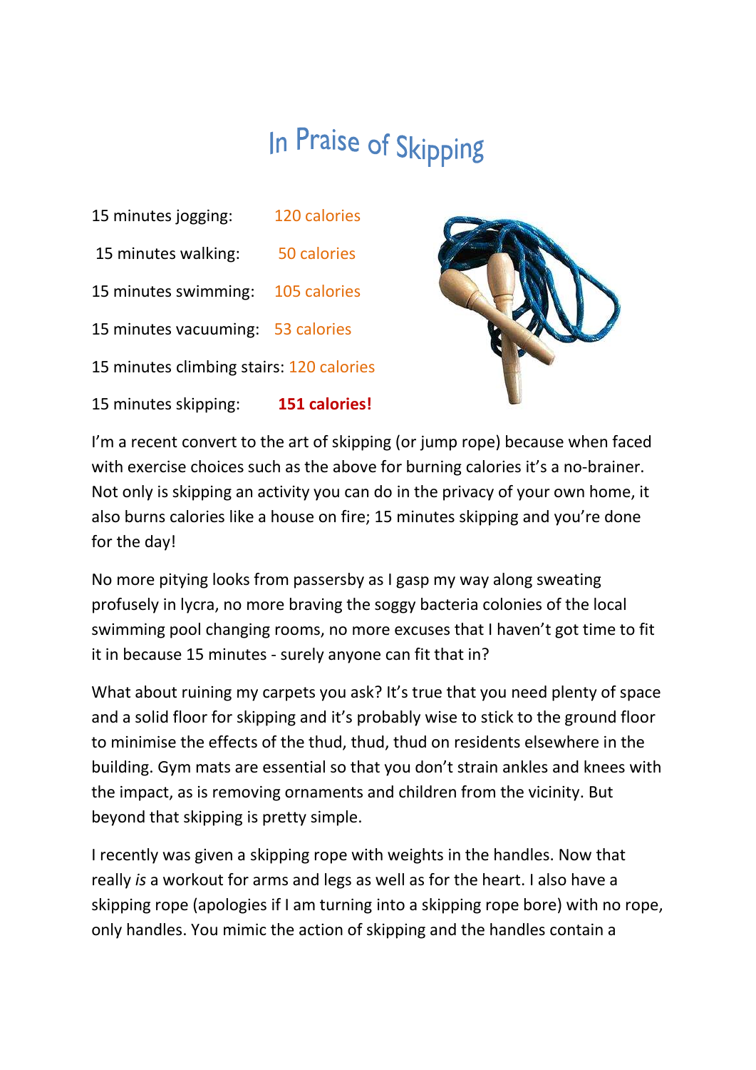# In Praise of Skipping

| | |
|---|---|
| 15 minutes jogging: | 120 calories |
| 15 minutes walking: | 50 calories |
| 15 minutes swimming: | 105 calories |
| 15 minutes vacuuming: | 53 calories |
| 15 minutes climbing stairs: | 120 calories |
| 15 minutes skipping: | **151 calories!** |

I'm a recent convert to the art of skipping (or jump rope) because when faced with exercise choices such as the above for burning calories it's a no-brainer. Not only is skipping an activity you can do in the privacy of your own home, it also burns calories like a house on fire; 15 minutes skipping and you're done for the day!

No more pitying looks from passersby as I gasp my way along sweating profusely in lycra, no more braving the soggy bacteria colonies of the local swimming pool changing rooms, no more excuses that I haven't got time to fit it in because 15 minutes - surely anyone can fit that in?

What about ruining my carpets you ask? It's true that you need plenty of space and a solid floor for skipping and it's probably wise to stick to the ground floor to minimise the effects of the thud, thud, thud on residents elsewhere in the building. Gym mats are essential so that you don't strain ankles and knees with the impact, as is removing ornaments and children from the vicinity. But beyond that skipping is pretty simple.

I recently was given a skipping rope with weights in the handles. Now that really *is* a workout for arms and legs as well as for the heart. I also have a skipping rope (apologies if I am turning into a skipping rope bore) with no rope, only handles. You mimic the action of skipping and the handles contain a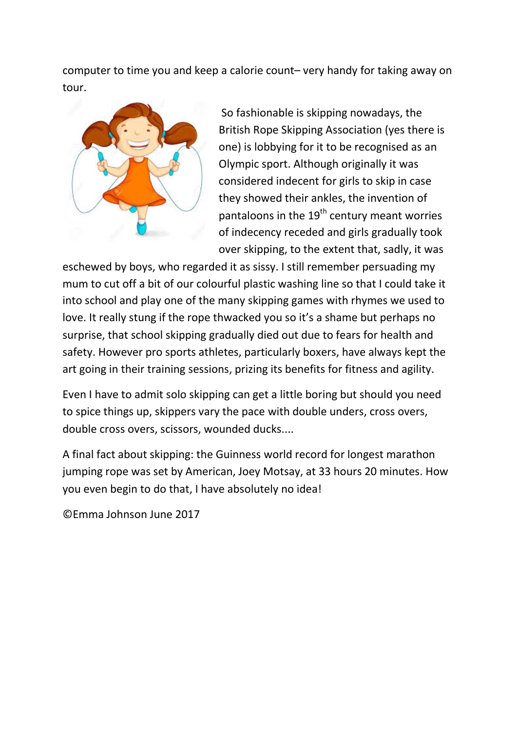computer to time you and keep a calorie count– very handy for taking away on tour.

So fashionable is skipping nowadays, the British Rope Skipping Association (yes there is one) is lobbying for it to be recognised as an Olympic sport. Although originally it was considered indecent for girls to skip in case they showed their ankles, the invention of pantaloons in the 19th century meant worries of indecency receded and girls gradually took over skipping, to the extent that, sadly, it was eschewed by boys, who regarded it as sissy. I still remember persuading my mum to cut off a bit of our colourful plastic washing line so that I could take it into school and play one of the many skipping games with rhymes we used to love. It really stung if the rope thwacked you so it's a shame but perhaps no surprise, that school skipping gradually died out due to fears for health and safety. However pro sports athletes, particularly boxers, have always kept the art going in their training sessions, prizing its benefits for fitness and agility.

Even I have to admit solo skipping can get a little boring but should you need to spice things up, skippers vary the pace with double unders, cross overs, double cross overs, scissors, wounded ducks....

A final fact about skipping: the Guinness world record for longest marathon jumping rope was set by American, Joey Motsay, at 33 hours 20 minutes. How you even begin to do that, I have absolutely no idea!

©Emma Johnson June 2017